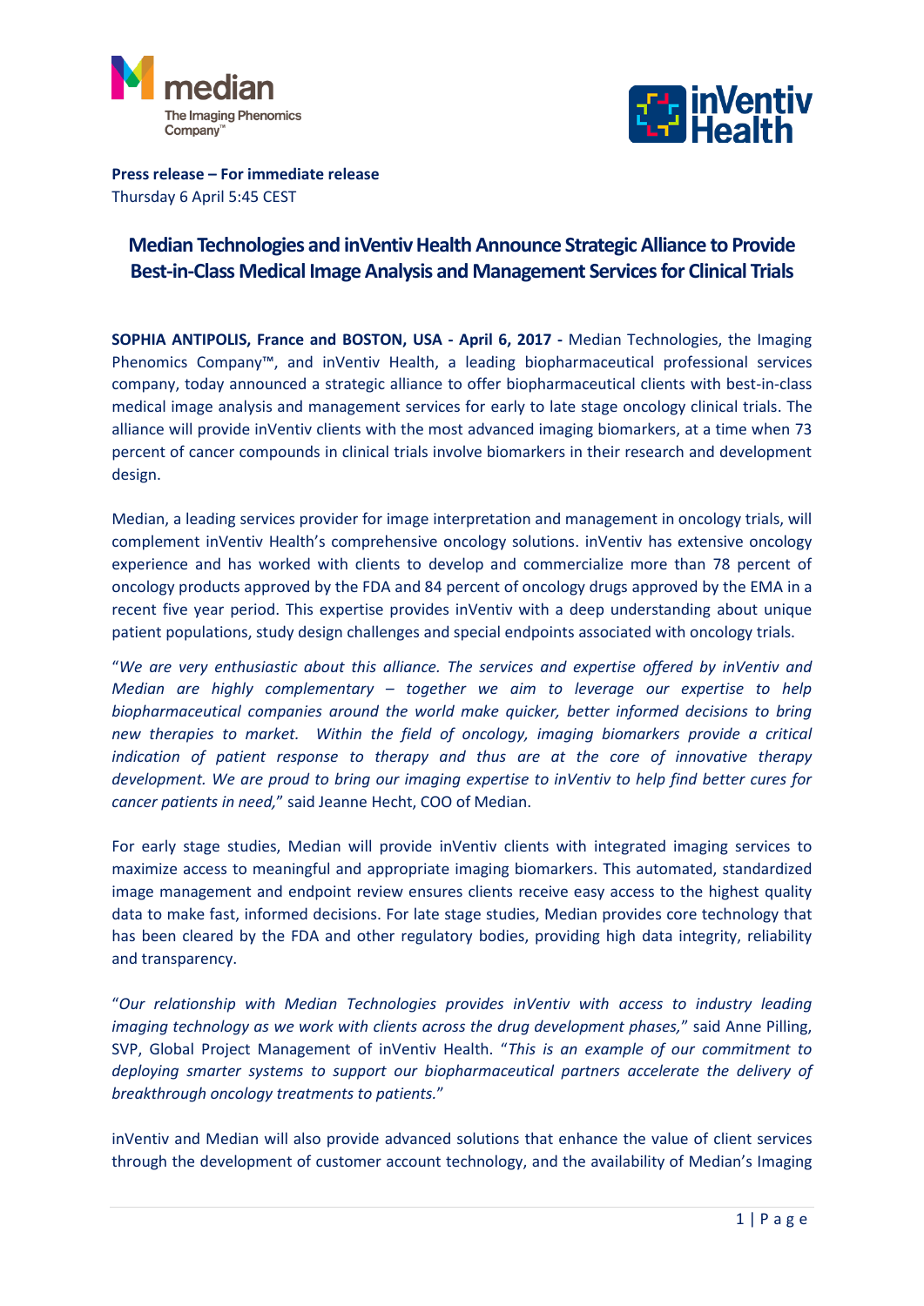**Press release – For immediate release**
Thursday 6 April 5:45 CEST

# Median Technologies and inVentiv Health Announce Strategic Alliance to Provide Best-in-Class Medical Image Analysis and Management Services for Clinical Trials

**SOPHIA ANTIPOLIS, France and BOSTON, USA - April 6, 2017 -** Median Technologies, the Imaging Phenomics Company™, and inVentiv Health, a leading biopharmaceutical professional services company, today announced a strategic alliance to offer biopharmaceutical clients with best-in-class medical image analysis and management services for early to late stage oncology clinical trials. The alliance will provide inVentiv clients with the most advanced imaging biomarkers, at a time when 73 percent of cancer compounds in clinical trials involve biomarkers in their research and development design.

Median, a leading services provider for image interpretation and management in oncology trials, will complement inVentiv Health's comprehensive oncology solutions. inVentiv has extensive oncology experience and has worked with clients to develop and commercialize more than 78 percent of oncology products approved by the FDA and 84 percent of oncology drugs approved by the EMA in a recent five year period. This expertise provides inVentiv with a deep understanding about unique patient populations, study design challenges and special endpoints associated with oncology trials.

"*We are very enthusiastic about this alliance. The services and expertise offered by inVentiv and Median are highly complementary – together we aim to leverage our expertise to help biopharmaceutical companies around the world make quicker, better informed decisions to bring new therapies to market. Within the field of oncology, imaging biomarkers provide a critical indication of patient response to therapy and thus are at the core of innovative therapy development. We are proud to bring our imaging expertise to inVentiv to help find better cures for cancer patients in need,*" said Jeanne Hecht, COO of Median.

For early stage studies, Median will provide inVentiv clients with integrated imaging services to maximize access to meaningful and appropriate imaging biomarkers. This automated, standardized image management and endpoint review ensures clients receive easy access to the highest quality data to make fast, informed decisions. For late stage studies, Median provides core technology that has been cleared by the FDA and other regulatory bodies, providing high data integrity, reliability and transparency.

"*Our relationship with Median Technologies provides inVentiv with access to industry leading imaging technology as we work with clients across the drug development phases,*" said Anne Pilling, SVP, Global Project Management of inVentiv Health. "*This is an example of our commitment to deploying smarter systems to support our biopharmaceutical partners accelerate the delivery of breakthrough oncology treatments to patients.*"

inVentiv and Median will also provide advanced solutions that enhance the value of client services through the development of customer account technology, and the availability of Median's Imaging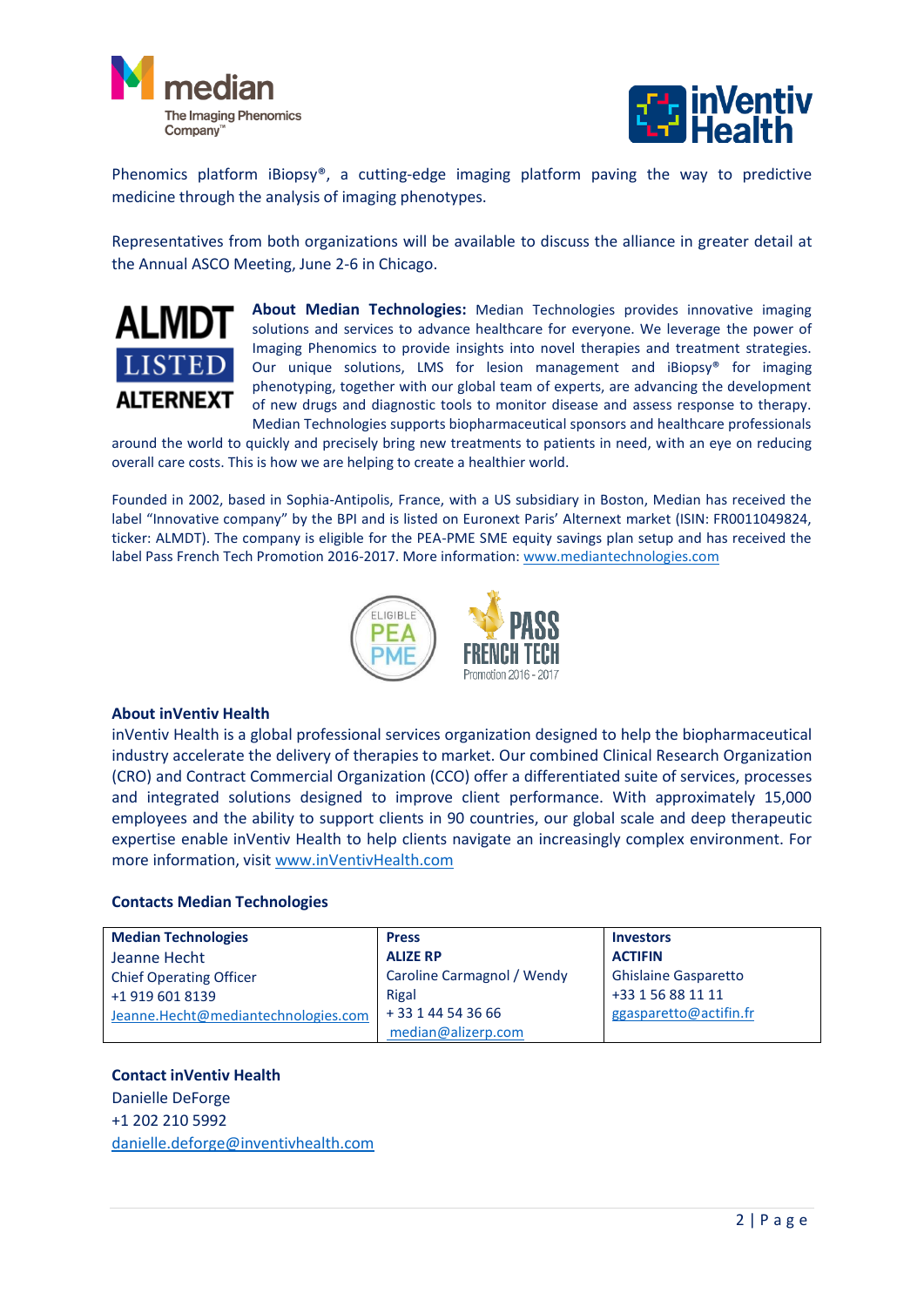Phenomics platform iBiopsy®, a cutting-edge imaging platform paving the way to predictive medicine through the analysis of imaging phenotypes.

Representatives from both organizations will be available to discuss the alliance in greater detail at the Annual ASCO Meeting, June 2-6 in Chicago.

ALMDT LISTED ALTERNEXT

**About Median Technologies:** Median Technologies provides innovative imaging solutions and services to advance healthcare for everyone. We leverage the power of Imaging Phenomics to provide insights into novel therapies and treatment strategies. Our unique solutions, LMS for lesion management and iBiopsy® for imaging phenotyping, together with our global team of experts, are advancing the development of new drugs and diagnostic tools to monitor disease and assess response to therapy. Median Technologies supports biopharmaceutical sponsors and healthcare professionals around the world to quickly and precisely bring new treatments to patients in need, with an eye on reducing overall care costs. This is how we are helping to create a healthier world.

Founded in 2002, based in Sophia-Antipolis, France, with a US subsidiary in Boston, Median has received the label "Innovative company" by the BPI and is listed on Euronext Paris' Alternext market (ISIN: FR0011049824, ticker: ALMDT). The company is eligible for the PEA-PME SME equity savings plan setup and has received the label Pass French Tech Promotion 2016-2017. More information: www.mediantechnologies.com

ELIGIBLE PEA PME

PASS FRENCH TECH Promotion 2016 - 2017

### About inVentiv Health

inVentiv Health is a global professional services organization designed to help the biopharmaceutical industry accelerate the delivery of therapies to market. Our combined Clinical Research Organization (CRO) and Contract Commercial Organization (CCO) offer a differentiated suite of services, processes and integrated solutions designed to improve client performance. With approximately 15,000 employees and the ability to support clients in 90 countries, our global scale and deep therapeutic expertise enable inVentiv Health to help clients navigate an increasingly complex environment. For more information, visit www.inVentivHealth.com

### Contacts Median Technologies

| **Median Technologies** | **Press** | **Investors** |
|---|---|---|
| Jeanne Hecht<br>Chief Operating Officer<br>+1 919 601 8139<br>Jeanne.Hecht@mediantechnologies.com | **ALIZE RP**<br>Caroline Carmagnol / Wendy Rigal<br>+ 33 1 44 54 36 66<br>median@alizerp.com | **ACTIFIN**<br>Ghislaine Gasparetto<br>+33 1 56 88 11 11<br>ggasparetto@actifin.fr |

### Contact inVentiv Health

Danielle DeForge
+1 202 210 5992
danielle.deforge@inventivhealth.com